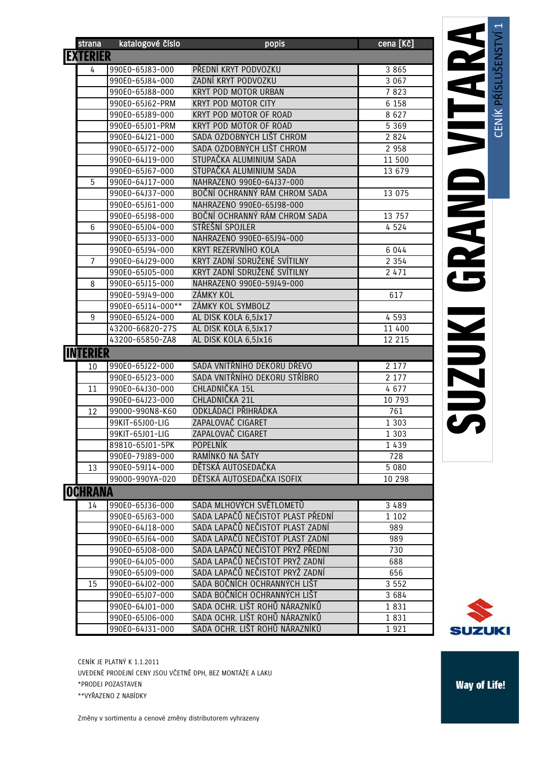# SUZUKI GRAND VITARA

CENÍK PŘÍSLUŠENSTVÍ 1

| strana | katalogové číslo | popis | cena [Kč] |
|---|---|---|---|
| **EXTERIER** | | | |
| 4 | 990E0-65J83-000 | PŘEDNÍ KRYT PODVOZKU | 3 865 |
| | 990E0-65J84-000 | ZADNÍ KRYT PODVOZKU | 3 067 |
| | 990E0-65J88-000 | KRYT POD MOTOR URBAN | 7 823 |
| | 990E0-65J62-PRM | KRYT POD MOTOR CITY | 6 158 |
| | 990E0-65J89-000 | KRYT POD MOTOR OF ROAD | 8 627 |
| | 990E0-65J01-PRM | KRYT POD MOTOR OF ROAD | 5 369 |
| | 990E0-64J21-000 | SADA OZDOBNÝCH LIŠT CHROM | 2 824 |
| | 990E0-65J72-000 | SADA OZDOBNÝCH LIŠT CHROM | 2 958 |
| | 990E0-64J19-000 | STUPAČKA ALUMINIUM SADA | 11 500 |
| | 990E0-65J67-000 | STUPAČKA ALUMINIUM SADA | 13 679 |
| 5 | 990E0-64J17-000 | NAHRAZENO 990E0-64J37-000 | |
| | 990E0-64J37-000 | BOČNÍ OCHRANNÝ RÁM CHROM SADA | 13 075 |
| | 990E0-65J61-000 | NAHRAZENO 990E0-65J98-000 | |
| | 990E0-65J98-000 | BOČNÍ OCHRANNÝ RÁM CHROM SADA | 13 757 |
| 6 | 990E0-65J04-000 | STŘEŠNÍ SPOJLER | 4 524 |
| | 990E0-65J33-000 | NAHRAZENO 990E0-65J94-000 | |
| | 990E0-65J94-000 | KRYT REZERVNÍHO KOLA | 6 044 |
| 7 | 990E0-64J29-000 | KRYT ZADNÍ SDRUŽENÉ SVÍTILNY | 2 354 |
| | 990E0-65J05-000 | KRYT ZADNÍ SDRUŽENÉ SVÍTILNY | 2 471 |
| 8 | 990E0-65J15-000 | NAHRAZENO 990E0-59J49-000 | |
| | 990E0-59J49-000 | ZÁMKY KOL | 617 |
| | 990E0-65J14-000** | ZÁMKY KOL SYMBOLZ | |
| 9 | 990E0-65J24-000 | AL DISK KOLA 6,5Jx17 | 4 593 |
| | 43200-66820-27S | AL DISK KOLA 6,5Jx17 | 11 400 |
| | 43200-65850-ZA8 | AL DISK KOLA 6,5Jx16 | 12 215 |
| **INTERIÉR** | | | |
| 10 | 990E0-65J22-000 | SADA VNITŘNÍHO DEKORU DŘEVO | 2 177 |
| | 990E0-65J23-000 | SADA VNITŘNÍHO DEKORU STŘÍBRO | 2 177 |
| 11 | 990E0-64J30-000 | CHLADNIČKA 15L | 4 677 |
| | 990E0-64J23-000 | CHLADNIČKA 21L | 10 793 |
| 12 | 99000-990N8-K60 | ODKLÁDACÍ PŘIHRÁDKA | 761 |
| | 99KIT-65J00-LIG | ZAPALOVAČ CIGARET | 1 303 |
| | 99KIT-65J01-LIG | ZAPALOVAČ CIGARET | 1 303 |
| | 89810-65J01-5PK | POPELNÍK | 1 439 |
| | 990E0-79J89-000 | RAMÍNKO NA ŠATY | 728 |
| 13 | 990E0-59J14-000 | DĚTSKÁ AUTOSEDAČKA | 5 080 |
| | 99000-990YA-020 | DĚTSKÁ AUTOSEDAČKA ISOFIX | 10 298 |
| **OCHRANA** | | | |
| 14 | 990E0-65J36-000 | SADA MLHOVÝCH SVĚTLOMETŮ | 3 489 |
| | 990E0-65J63-000 | SADA LAPAČŮ NEČISTOT PLAST PŘEDNÍ | 1 102 |
| | 990E0-64J18-000 | SADA LAPAČŮ NEČISTOT PLAST ZADNÍ | 989 |
| | 990E0-65J64-000 | SADA LAPAČŮ NEČISTOT PLAST ZADNÍ | 989 |
| | 990E0-65J08-000 | SADA LAPAČŮ NEČISTOT PRYŽ PŘEDNÍ | 730 |
| | 990E0-64J05-000 | SADA LAPAČŮ NEČISTOT PRYŽ ZADNÍ | 688 |
| | 990E0-65J09-000 | SADA LAPAČŮ NEČISTOT PRYŽ ZADNÍ | 656 |
| 15 | 990E0-64J02-000 | SADA BOČNÍCH OCHRANNÝCH LIŠT | 3 552 |
| | 990E0-65J07-000 | SADA BOČNÍCH OCHRANNÝCH LIŠT | 3 684 |
| | 990E0-64J01-000 | SADA OCHR. LIŠT ROHŮ NÁRAZNÍKŮ | 1 831 |
| | 990E0-65J06-000 | SADA OCHR. LIŠT ROHŮ NÁRAZNÍKŮ | 1 831 |
| | 990E0-64J31-000 | SADA OCHR. LIŠT ROHŮ NÁRAZNÍKŮ | 1 921 |

CENÍK JE PLATNÝ K 1.1.2011

UVEDENÉ PRODEJNÍ CENY JSOU VČETNĚ DPH, BEZ MONTÁŽE A LAKU

*PRODEJ POZASTAVEN

**VYŘAZENO Z NABÍDKY

Změny v sortimentu a cenové změny distributorem vyhrazeny

SUZUKI

Way of Life!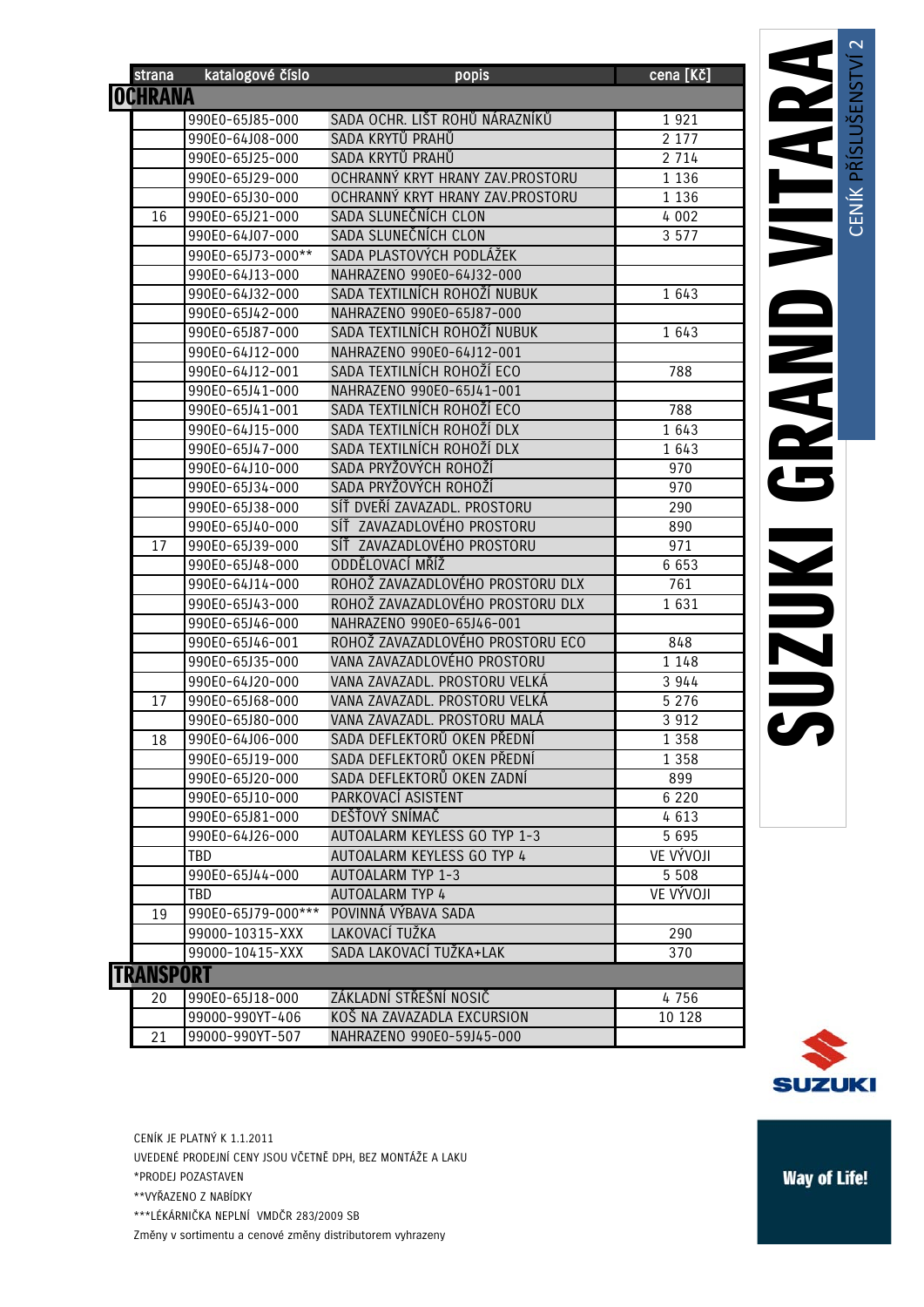# SUZUKI GRAND VITARA

CENÍK PŘÍSLUŠENSTVÍ 2

| strana | katalogové číslo | popis | cena [Kč] |
|---|---|---|---|
| **OCHRANA** | | | |
| | 990E0-65J85-000 | SADA OCHR. LIŠT ROHŮ NÁRAZNÍKŮ | 1 921 |
| | 990E0-64J08-000 | SADA KRYTŮ PRAHŮ | 2 177 |
| | 990E0-65J25-000 | SADA KRYTŮ PRAHŮ | 2 714 |
| | 990E0-65J29-000 | OCHRANNÝ KRYT HRANY ZAV.PROSTORU | 1 136 |
| | 990E0-65J30-000 | OCHRANNÝ KRYT HRANY ZAV.PROSTORU | 1 136 |
| 16 | 990E0-65J21-000 | SADA SLUNEČNÍCH CLON | 4 002 |
| | 990E0-64J07-000 | SADA SLUNEČNÍCH CLON | 3 577 |
| | 990E0-65J73-000** | SADA PLASTOVÝCH PODLÁŽEK | |
| | 990E0-64J13-000 | NAHRAZENO 990E0-64J32-000 | |
| | 990E0-64J32-000 | SADA TEXTILNÍCH ROHOŽÍ NUBUK | 1 643 |
| | 990E0-65J42-000 | NAHRAZENO 990E0-65J87-000 | |
| | 990E0-65J87-000 | SADA TEXTILNÍCH ROHOŽÍ NUBUK | 1 643 |
| | 990E0-64J12-000 | NAHRAZENO 990E0-64J12-001 | |
| | 990E0-64J12-001 | SADA TEXTILNÍCH ROHOŽÍ ECO | 788 |
| | 990E0-65J41-000 | NAHRAZENO 990E0-65J41-001 | |
| | 990E0-65J41-001 | SADA TEXTILNÍCH ROHOŽÍ ECO | 788 |
| | 990E0-64J15-000 | SADA TEXTILNÍCH ROHOŽÍ DLX | 1 643 |
| | 990E0-65J47-000 | SADA TEXTILNÍCH ROHOŽÍ DLX | 1 643 |
| | 990E0-64J10-000 | SADA PRYŽOVÝCH ROHOŽÍ | 970 |
| | 990E0-65J34-000 | SADA PRYŽOVÝCH ROHOŽÍ | 970 |
| | 990E0-65J38-000 | SÍŤ DVEŘÍ ZAVAZADL. PROSTORU | 290 |
| | 990E0-65J40-000 | SÍŤ ZAVAZADLOVÉHO PROSTORU | 890 |
| 17 | 990E0-65J39-000 | SÍŤ ZAVAZADLOVÉHO PROSTORU | 971 |
| | 990E0-65J48-000 | ODDĚLOVACÍ MŘÍŽ | 6 653 |
| | 990E0-64J14-000 | ROHOŽ ZAVAZADLOVÉHO PROSTORU DLX | 761 |
| | 990E0-65J43-000 | ROHOŽ ZAVAZADLOVÉHO PROSTORU DLX | 1 631 |
| | 990E0-65J46-000 | NAHRAZENO 990E0-65J46-001 | |
| | 990E0-65J46-001 | ROHOŽ ZAVAZADLOVÉHO PROSTORU ECO | 848 |
| | 990E0-65J35-000 | VANA ZAVAZADLOVÉHO PROSTORU | 1 148 |
| | 990E0-64J20-000 | VANA ZAVAZADL. PROSTORU VELKÁ | 3 944 |
| 17 | 990E0-65J68-000 | VANA ZAVAZADL. PROSTORU VELKÁ | 5 276 |
| | 990E0-65J80-000 | VANA ZAVAZADL. PROSTORU MALÁ | 3 912 |
| 18 | 990E0-64J06-000 | SADA DEFLEKTORŮ OKEN PŘEDNÍ | 1 358 |
| | 990E0-65J19-000 | SADA DEFLEKTORŮ OKEN PŘEDNÍ | 1 358 |
| | 990E0-65J20-000 | SADA DEFLEKTORŮ OKEN ZADNÍ | 899 |
| | 990E0-65J10-000 | PARKOVACÍ ASISTENT | 6 220 |
| | 990E0-65J81-000 | DEŠŤOVÝ SNÍMAČ | 4 613 |
| | 990E0-64J26-000 | AUTOALARM KEYLESS GO TYP 1-3 | 5 695 |
| | TBD | AUTOALARM KEYLESS GO TYP 4 | VE VÝVOJI |
| | 990E0-65J44-000 | AUTOALARM TYP 1-3 | 5 508 |
| | TBD | AUTOALARM TYP 4 | VE VÝVOJI |
| 19 | 990E0-65J79-000*** | POVINNÁ VÝBAVA SADA | |
| | 99000-10315-XXX | LAKOVACÍ TUŽKA | 290 |
| | 99000-10415-XXX | SADA LAKOVACÍ TUŽKA+LAK | 370 |
| **TRANSPORT** | | | |
| 20 | 990E0-65J18-000 | ZÁKLADNÍ STŘEŠNÍ NOSIČ | 4 756 |
| | 99000-990YT-406 | KOŠ NA ZAVAZADLA EXCURSION | 10 128 |
| 21 | 99000-990YT-507 | NAHRAZENO 990E0-59J45-000 | |

CENÍK JE PLATNÝ K 1.1.2011

UVEDENÉ PRODEJNÍ CENY JSOU VČETNĚ DPH, BEZ MONTÁŽE A LAKU

*PRODEJ POZASTAVEN

**VYŘAZENO Z NABÍDKY

***LÉKÁRNIČKA NEPLNÍ VMDČR 283/2009 SB

Změny v sortimentu a cenové změny distributorem vyhrazeny

SUZUKI

Way of Life!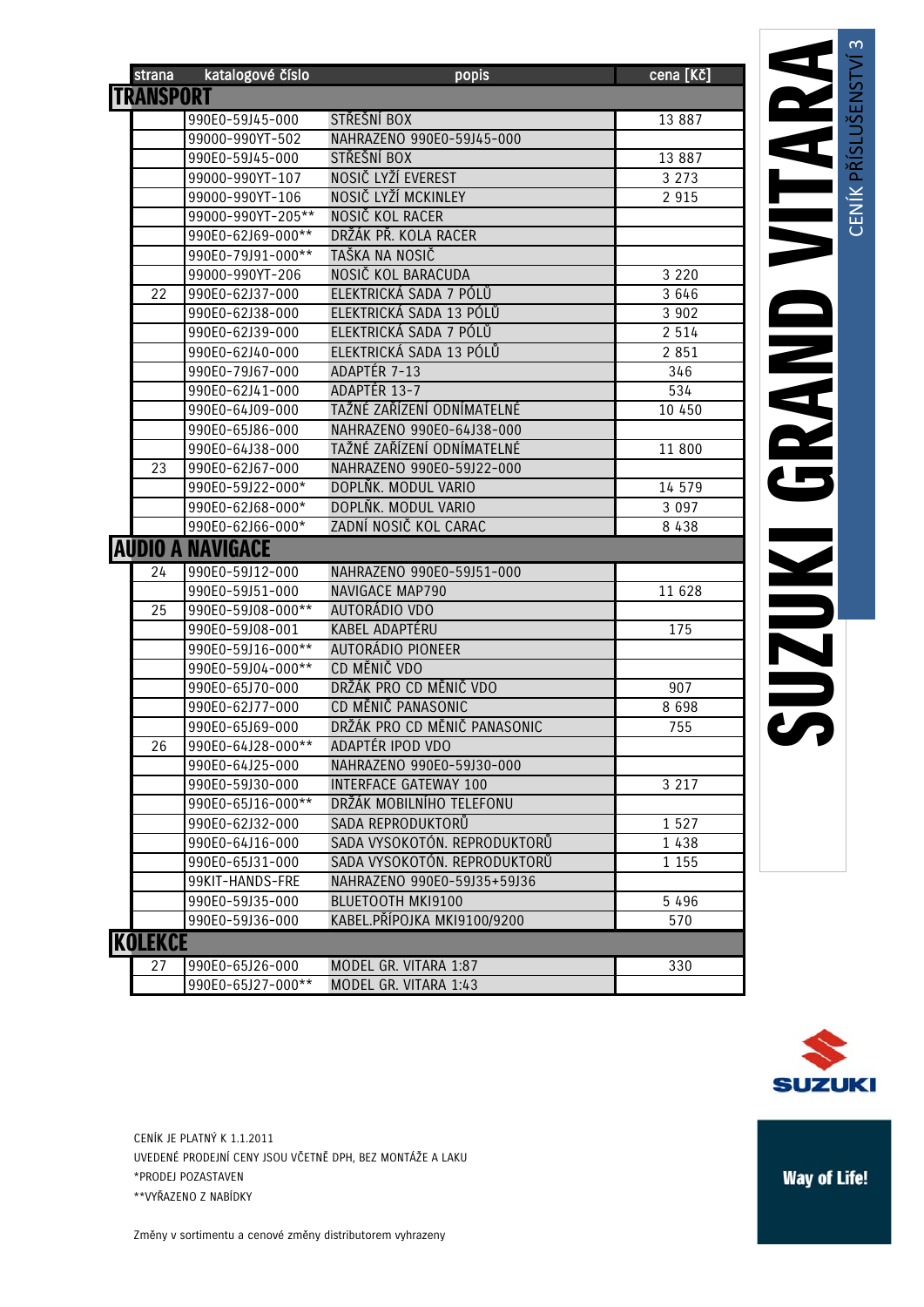# SUZUKI GRAND VITARA

CENÍK PŘÍSLUŠENSTVÍ 3

| strana | katalogové číslo | popis | cena [Kč] |
|---|---|---|---|
| **TRANSPORT** | | | |
| | 990E0-59J45-000 | STŘEŠNÍ BOX | 13 887 |
| | 99000-990YT-502 | NAHRAZENO 990E0-59J45-000 | |
| | 990E0-59J45-000 | STŘEŠNÍ BOX | 13 887 |
| | 99000-990YT-107 | NOSIČ LYŽÍ EVEREST | 3 273 |
| | 99000-990YT-106 | NOSIČ LYŽÍ MCKINLEY | 2 915 |
| | 99000-990YT-205** | NOSIČ KOL RACER | |
| | 990E0-62J69-000** | DRŽÁK PŘ. KOLA RACER | |
| | 990E0-79J91-000** | TAŠKA NA NOSIČ | |
| | 99000-990YT-206 | NOSIČ KOL BARACUDA | 3 220 |
| 22 | 990E0-62J37-000 | ELEKTRICKÁ SADA 7 PÓLŮ | 3 646 |
| | 990E0-62J38-000 | ELEKTRICKÁ SADA 13 PÓLŮ | 3 902 |
| | 990E0-62J39-000 | ELEKTRICKÁ SADA 7 PÓLŮ | 2 514 |
| | 990E0-62J40-000 | ELEKTRICKÁ SADA 13 PÓLŮ | 2 851 |
| | 990E0-79J67-000 | ADAPTÉR 7-13 | 346 |
| | 990E0-62J41-000 | ADAPTÉR 13-7 | 534 |
| | 990E0-64J09-000 | TAŽNÉ ZAŘÍZENÍ ODNÍMATELNÉ | 10 450 |
| | 990E0-65J86-000 | NAHRAZENO 990E0-64J38-000 | |
| | 990E0-64J38-000 | TAŽNÉ ZAŘÍZENÍ ODNÍMATELNÉ | 11 800 |
| 23 | 990E0-62J67-000 | NAHRAZENO 990E0-59J22-000 | |
| | 990E0-59J22-000* | DOPLŇK. MODUL VARIO | 14 579 |
| | 990E0-62J68-000* | DOPLŇK. MODUL VARIO | 3 097 |
| | 990E0-62J66-000* | ZADNÍ NOSIČ KOL CARAC | 8 438 |
| **AUDIO A NAVIGACE** | | | |
| 24 | 990E0-59J12-000 | NAHRAZENO 990E0-59J51-000 | |
| | 990E0-59J51-000 | NAVIGACE MAP790 | 11 628 |
| 25 | 990E0-59J08-000** | AUTORÁDIO VDO | |
| | 990E0-59J08-001 | KABEL ADAPTÉRU | 175 |
| | 990E0-59J16-000** | AUTORÁDIO PIONEER | |
| | 990E0-59J04-000** | CD MĚNIČ VDO | |
| | 990E0-65J70-000 | DRŽÁK PRO CD MĚNIČ VDO | 907 |
| | 990E0-62J77-000 | CD MĚNIČ PANASONIC | 8 698 |
| | 990E0-65J69-000 | DRŽÁK PRO CD MĚNIČ PANASONIC | 755 |
| 26 | 990E0-64J28-000** | ADAPTÉR IPOD VDO | |
| | 990E0-64J25-000 | NAHRAZENO 990E0-59J30-000 | |
| | 990E0-59J30-000 | INTERFACE GATEWAY 100 | 3 217 |
| | 990E0-65J16-000** | DRŽÁK MOBILNÍHO TELEFONU | |
| | 990E0-62J32-000 | SADA REPRODUKTORŮ | 1 527 |
| | 990E0-64J16-000 | SADA VYSOKOTÓN. REPRODUKTORŮ | 1 438 |
| | 990E0-65J31-000 | SADA VYSOKOTÓN. REPRODUKTORŮ | 1 155 |
| | 99KIT-HANDS-FRE | NAHRAZENO 990E0-59J35+59J36 | |
| | 990E0-59J35-000 | BLUETOOTH MKI9100 | 5 496 |
| | 990E0-59J36-000 | KABEL.PŘÍPOJKA MKI9100/9200 | 570 |
| **KOLEKCE** | | | |
| 27 | 990E0-65J26-000 | MODEL GR. VITARA 1:87 | 330 |
| | 990E0-65J27-000** | MODEL GR. VITARA 1:43 | |

CENÍK JE PLATNÝ K 1.1.2011

UVEDENÉ PRODEJNÍ CENY JSOU VČETNĚ DPH, BEZ MONTÁŽE A LAKU

*PRODEJ POZASTAVEN

**VYŘAZENO Z NABÍDKY

Změny v sortimentu a cenové změny distributorem vyhrazeny

SUZUKI

Way of Life!